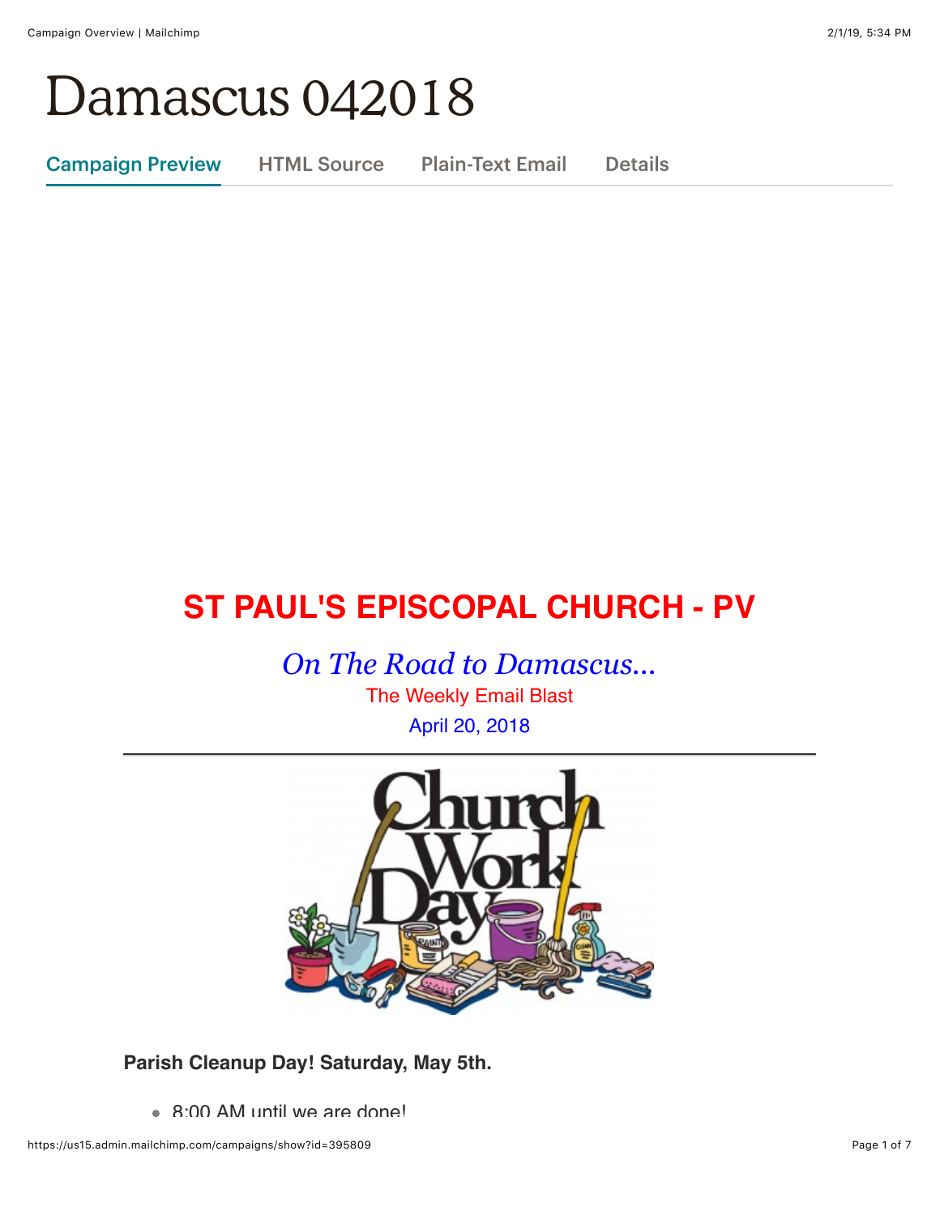# Damascus 042018

Campaign Preview | HTML Source | Plain-Text Email | Details

## ST PAUL'S EPISCOPAL CHURCH - PV

*On The Road to Damascus...*

The Weekly Email Blast

April 20, 2018

---

**Parish Cleanup Day! Saturday, May 5th.**

- 8:00 AM until we are done!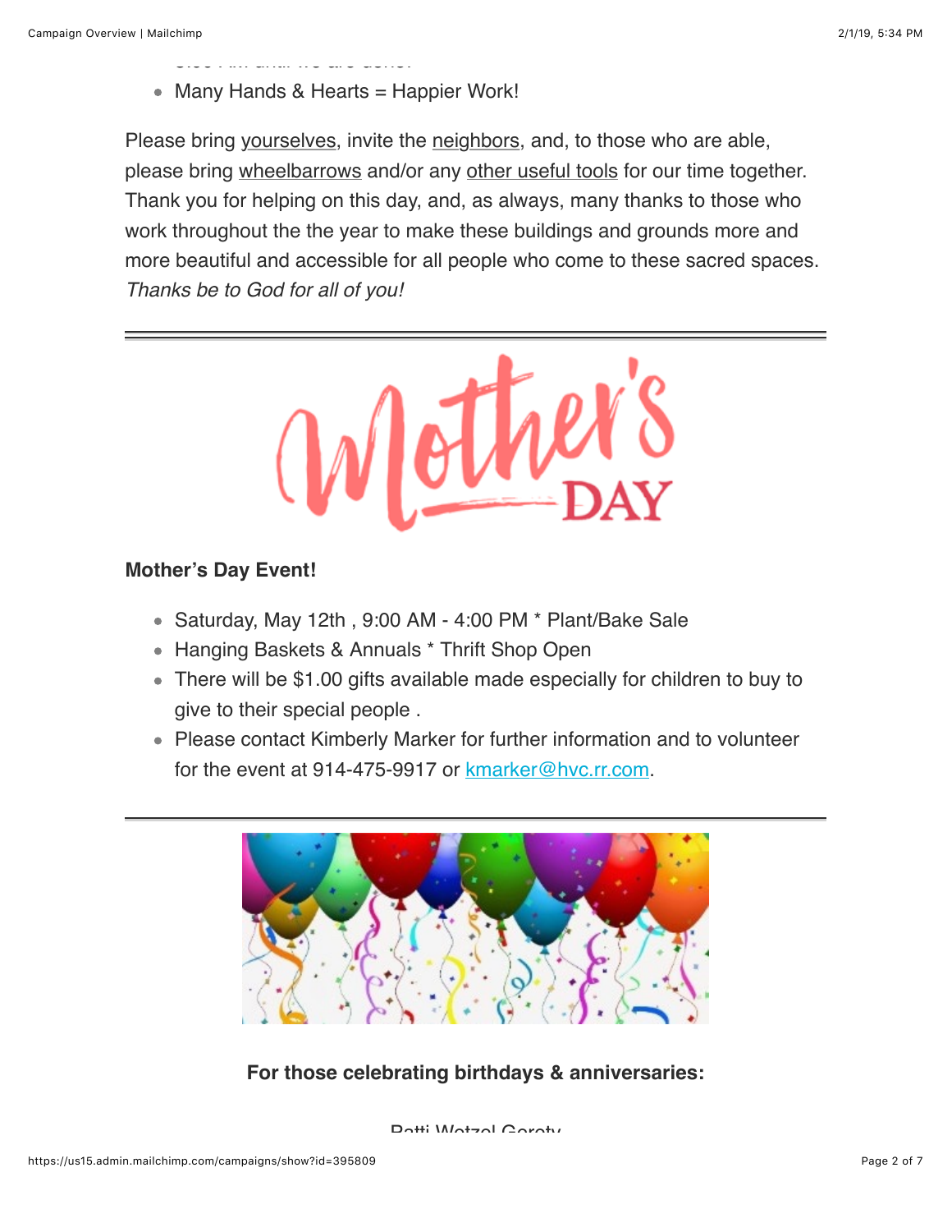- Many Hands & Hearts = Happier Work!

Please bring yourselves, invite the neighbors, and, to those who are able, please bring wheelbarrows and/or any other useful tools for our time together. Thank you for helping on this day, and, as always, many thanks to those who work throughout the the year to make these buildings and grounds more and more beautiful and accessible for all people who come to these sacred spaces. *Thanks be to God for all of you!*

---

**Mother's Day Event!**

- Saturday, May 12th , 9:00 AM - 4:00 PM * Plant/Bake Sale
- Hanging Baskets & Annuals * Thrift Shop Open
- There will be $1.00 gifts available made especially for children to buy to give to their special people .
- Please contact Kimberly Marker for further information and to volunteer for the event at 914-475-9917 or kmarker@hvc.rr.com.

---

**For those celebrating birthdays & anniversaries:**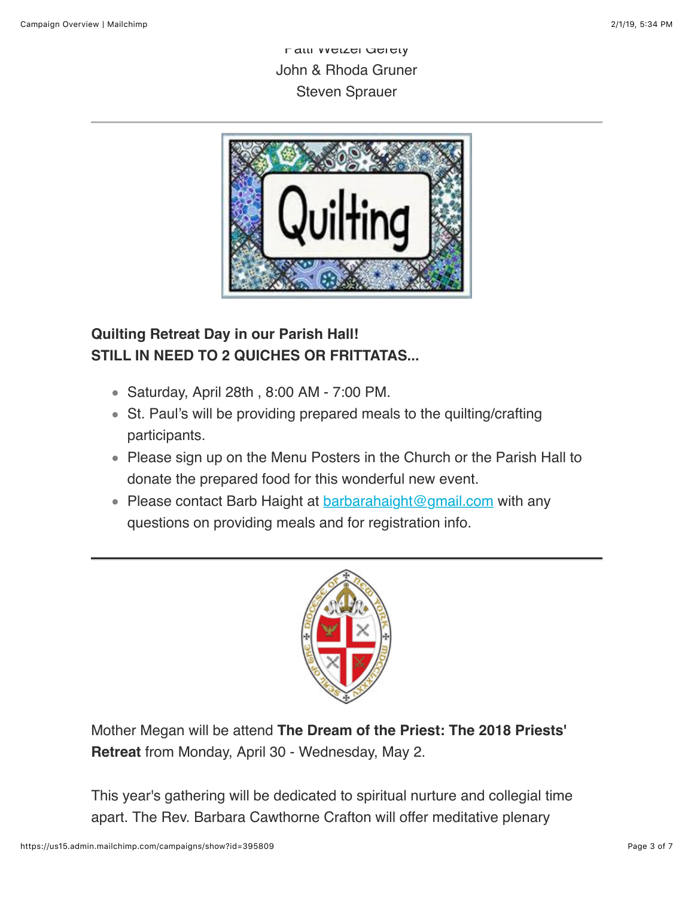Patti Wetzel Gerety

John & Rhoda Gruner

Steven Sprauer

---

**Quilting Retreat Day in our Parish Hall!**
**STILL IN NEED TO 2 QUICHES OR FRITTATAS...**

- Saturday, April 28th , 8:00 AM - 7:00 PM.
- St. Paul's will be providing prepared meals to the quilting/crafting participants.
- Please sign up on the Menu Posters in the Church or the Parish Hall to donate the prepared food for this wonderful new event.
- Please contact Barb Haight at barbarahaight@gmail.com with any questions on providing meals and for registration info.

---

Mother Megan will be attend **The Dream of the Priest: The 2018 Priests' Retreat** from Monday, April 30 - Wednesday, May 2.

This year's gathering will be dedicated to spiritual nurture and collegial time apart. The Rev. Barbara Cawthorne Crafton will offer meditative plenary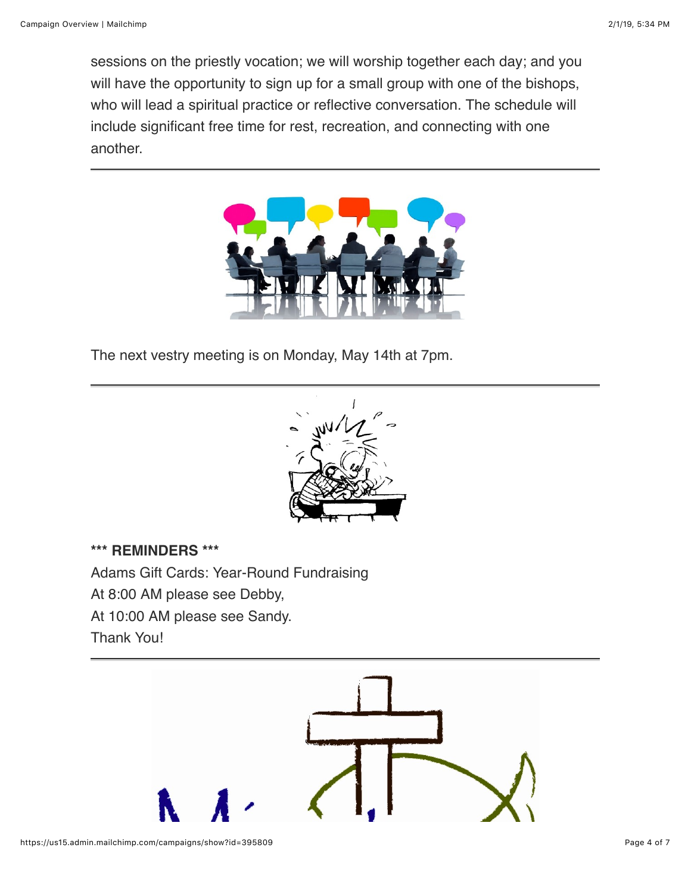sessions on the priestly vocation; we will worship together each day; and you will have the opportunity to sign up for a small group with one of the bishops, who will lead a spiritual practice or reflective conversation. The schedule will include significant free time for rest, recreation, and connecting with one another.

---

The next vestry meeting is on Monday, May 14th at 7pm.

---

**\*\*\* REMINDERS \*\*\***
Adams Gift Cards: Year-Round Fundraising
At 8:00 AM please see Debby,
At 10:00 AM please see Sandy.
Thank You!

---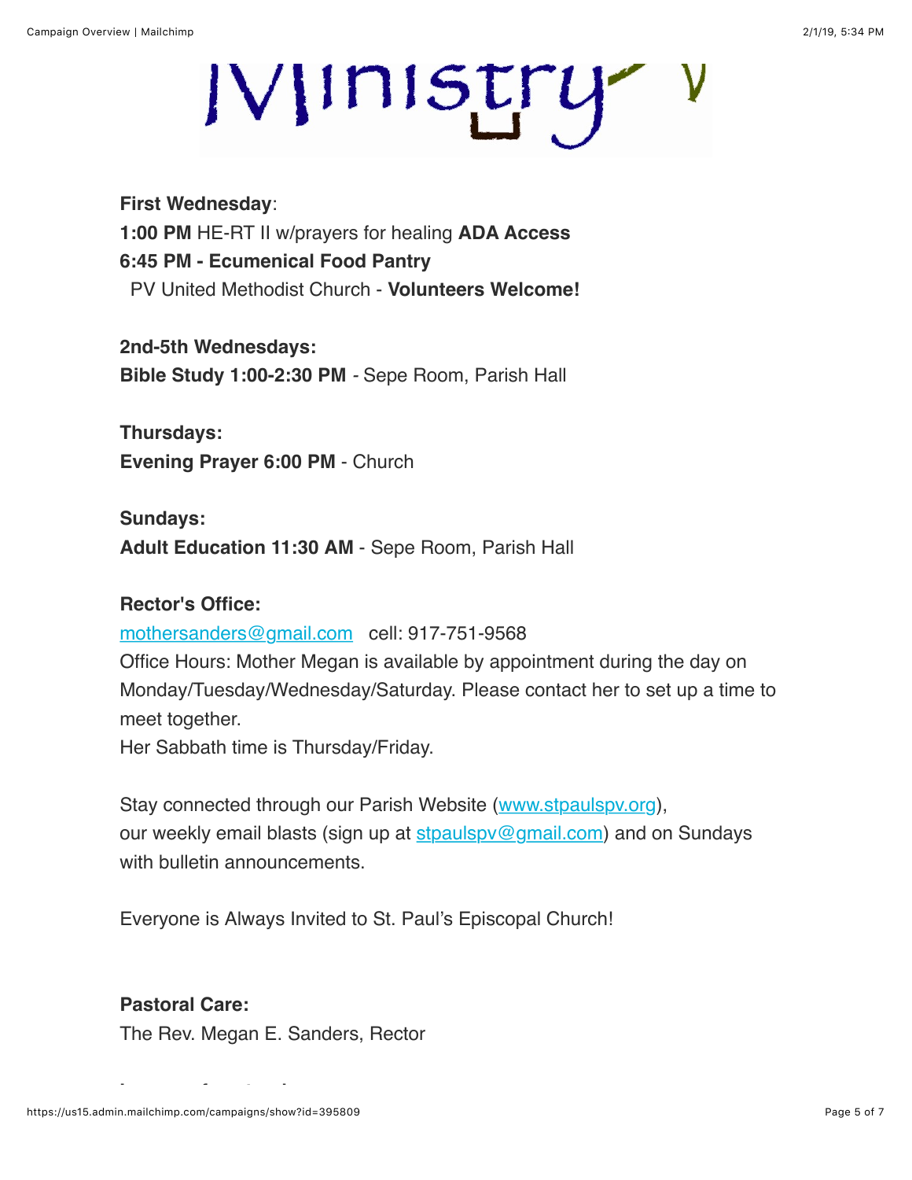**First Wednesday**:
**1:00 PM** HE-RT II w/prayers for healing **ADA Access**
**6:45 PM - Ecumenical Food Pantry**
PV United Methodist Church - **Volunteers Welcome!**

**2nd-5th Wednesdays:**
**Bible Study 1:00-2:30 PM** - Sepe Room, Parish Hall

**Thursdays:**
**Evening Prayer 6:00 PM** - Church

**Sundays:**
**Adult Education 11:30 AM** - Sepe Room, Parish Hall

**Rector's Office:**
mothersanders@gmail.com cell: 917-751-9568
Office Hours: Mother Megan is available by appointment during the day on Monday/Tuesday/Wednesday/Saturday. Please contact her to set up a time to meet together.
Her Sabbath time is Thursday/Friday.

Stay connected through our Parish Website (www.stpaulspv.org), our weekly email blasts (sign up at stpaulspv@gmail.com) and on Sundays with bulletin announcements.

Everyone is Always Invited to St. Paul's Episcopal Church!

**Pastoral Care:**
The Rev. Megan E. Sanders, Rector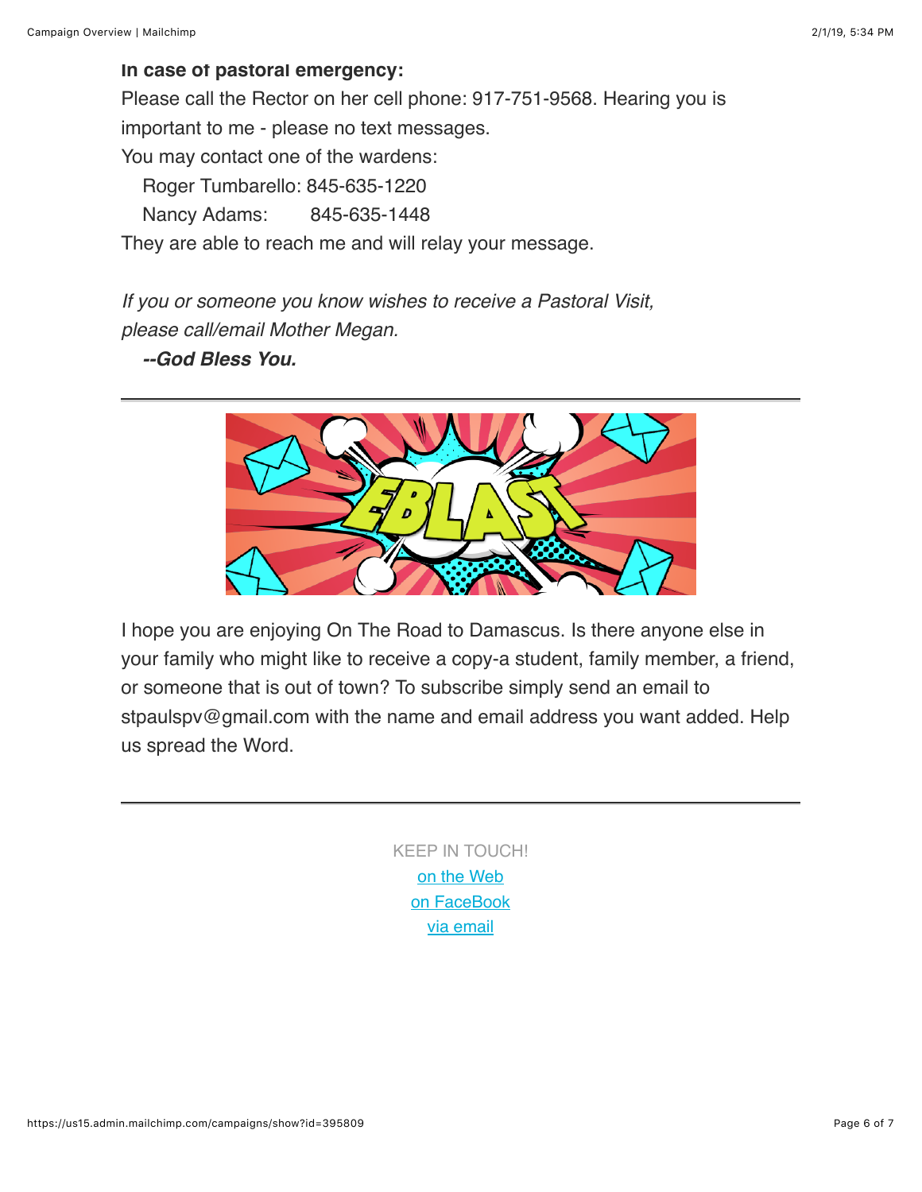**In case of pastoral emergency:**

Please call the Rector on her cell phone: 917-751-9568. Hearing you is important to me - please no text messages.

You may contact one of the wardens:

Roger Tumbarello: 845-635-1220

Nancy Adams: 845-635-1448

They are able to reach me and will relay your message.

*If you or someone you know wishes to receive a Pastoral Visit, please call/email Mother Megan.*

***--God Bless You.***

---

I hope you are enjoying On The Road to Damascus. Is there anyone else in your family who might like to receive a copy-a student, family member, a friend, or someone that is out of town? To subscribe simply send an email to stpaulspv@gmail.com with the name and email address you want added. Help us spread the Word.

---

KEEP IN TOUCH!

on the Web

on FaceBook

via email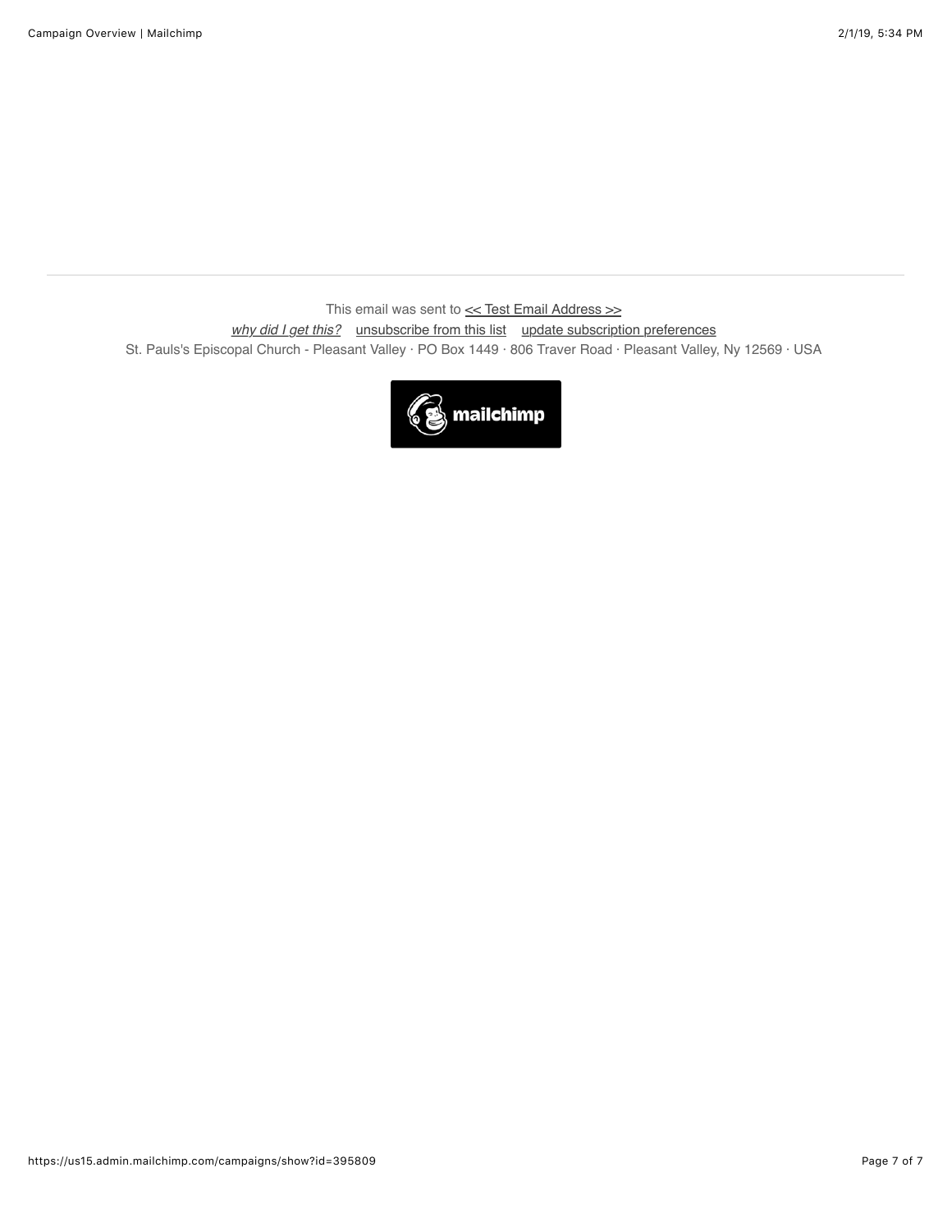---

This email was sent to << Test Email Address >>

*why did I get this?* unsubscribe from this list update subscription preferences

St. Pauls's Episcopal Church - Pleasant Valley · PO Box 1449 · 806 Traver Road · Pleasant Valley, Ny 12569 · USA